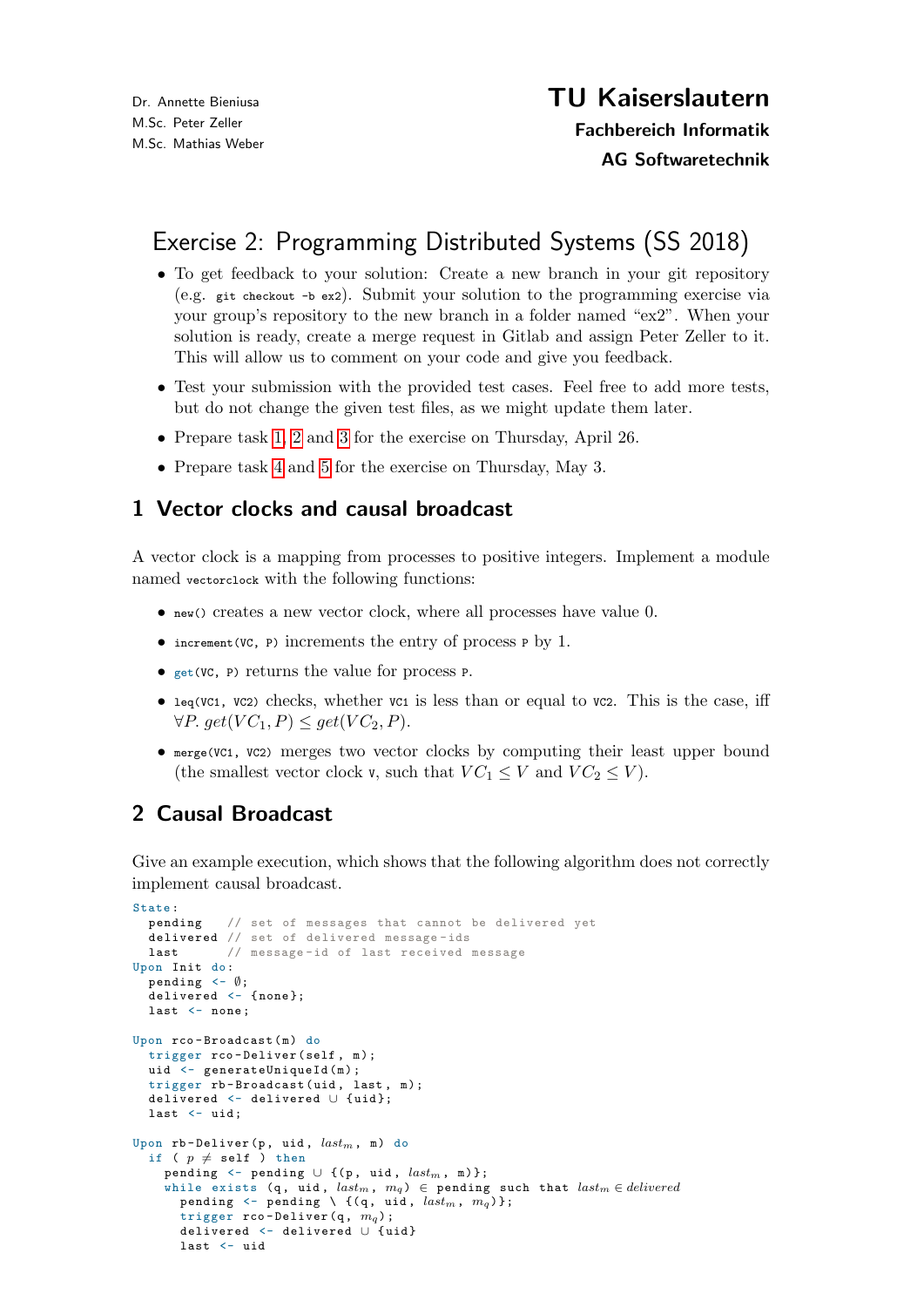Dr. Annette Bieniusa
M.Sc. Peter Zeller
M.Sc. Mathias Weber

**TU Kaiserslautern**
**Fachbereich Informatik**
**AG Softwaretechnik**

# Exercise 2: Programming Distributed Systems (SS 2018)

- To get feedback to your solution: Create a new branch in your git repository (e.g. `git checkout -b ex2`). Submit your solution to the programming exercise via your group's repository to the new branch in a folder named "ex2". When your solution is ready, create a merge request in Gitlab and assign Peter Zeller to it. This will allow us to comment on your code and give you feedback.
- Test your submission with the provided test cases. Feel free to add more tests, but do not change the given test files, as we might update them later.
- Prepare task 1, 2 and 3 for the exercise on Thursday, April 26.
- Prepare task 4 and 5 for the exercise on Thursday, May 3.

## 1 Vector clocks and causal broadcast

A vector clock is a mapping from processes to positive integers. Implement a module named `vectorclock` with the following functions:

- `new()` creates a new vector clock, where all processes have value 0.
- `increment(VC, P)` increments the entry of process `P` by 1.
- `get(VC, P)` returns the value for process `P`.
- `leq(VC1, VC2)` checks, whether `VC1` is less than or equal to `VC2`. This is the case, iff $\forall P.\ get(VC_1, P) \leq get(VC_2, P)$.
- `merge(VC1, VC2)` merges two vector clocks by computing their least upper bound (the smallest vector clock `V`, such that $VC_1 \leq V$ and $VC_2 \leq V$).

## 2 Causal Broadcast

Give an example execution, which shows that the following algorithm does not correctly implement causal broadcast.

```
State:
  pending   // set of messages that cannot be delivered yet
  delivered // set of delivered message-ids
  last      // message-id of last received message
Upon Init do:
  pending <- ∅;
  delivered <- {none};
  last <- none;

Upon rco-Broadcast(m) do
  trigger rco-Deliver(self, m);
  uid <- generateUniqueId(m);
  trigger rb-Broadcast(uid, last, m);
  delivered <- delivered ∪ {uid};
  last <- uid;

Upon rb-Deliver(p, uid, last_m, m) do
  if ( p ≠ self ) then
    pending <- pending ∪ {(p, uid, last_m, m)};
    while exists (q, uid, last_m, m_q) ∈ pending such that last_m ∈ delivered
      pending <- pending \ {(q, uid, last_m, m_q)};
      trigger rco-Deliver(q, m_q);
      delivered <- delivered ∪ {uid}
      last <- uid
```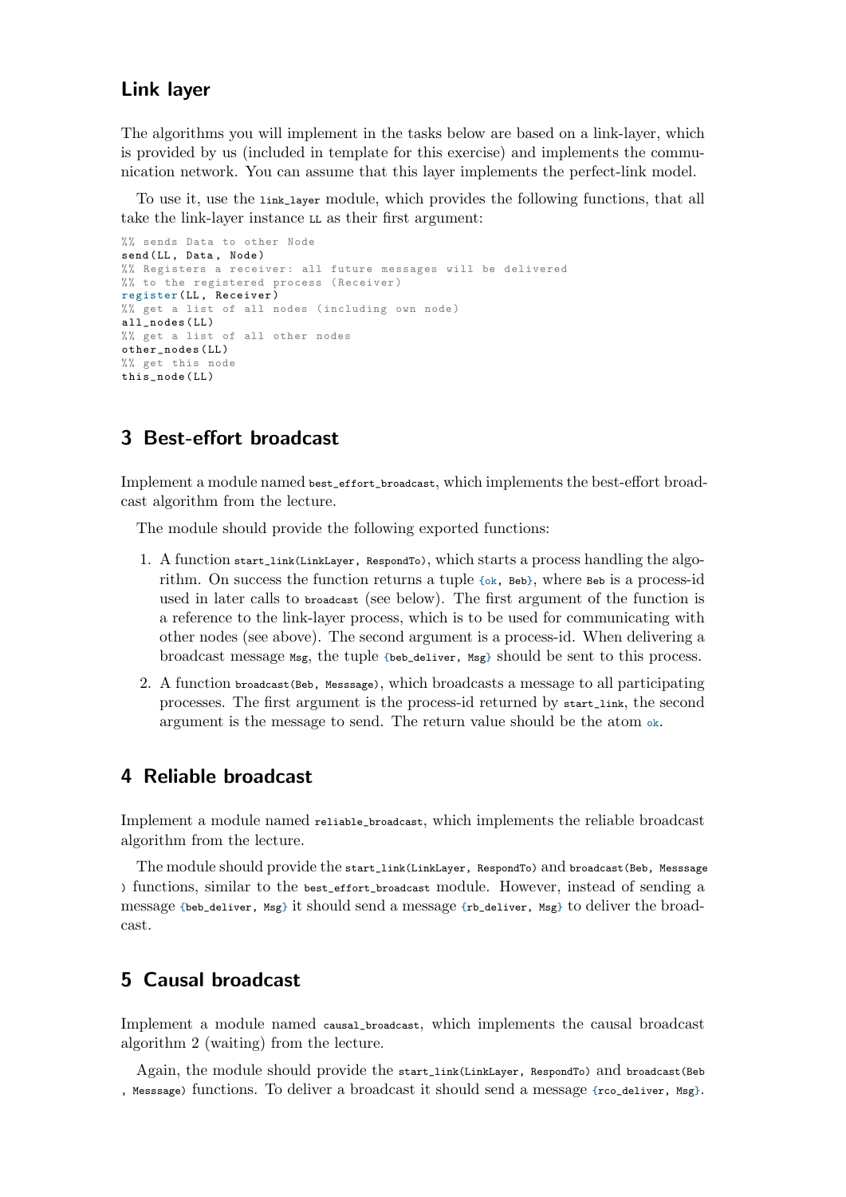## Link layer

The algorithms you will implement in the tasks below are based on a link-layer, which is provided by us (included in template for this exercise) and implements the communication network. You can assume that this layer implements the perfect-link model.

To use it, use the `link_layer` module, which provides the following functions, that all take the link-layer instance `LL` as their first argument:

```
%% sends Data to other Node
send(LL, Data, Node)
%% Registers a receiver: all future messages will be delivered
%% to the registered process (Receiver)
register(LL, Receiver)
%% get a list of all nodes (including own node)
all_nodes(LL)
%% get a list of all other nodes
other_nodes(LL)
%% get this node
this_node(LL)
```

## 3 Best-effort broadcast

Implement a module named `best_effort_broadcast`, which implements the best-effort broadcast algorithm from the lecture.

The module should provide the following exported functions:

1. A function `start_link(LinkLayer, RespondTo)`, which starts a process handling the algorithm. On success the function returns a tuple `{ok, Beb}`, where `Beb` is a process-id used in later calls to `broadcast` (see below). The first argument of the function is a reference to the link-layer process, which is to be used for communicating with other nodes (see above). The second argument is a process-id. When delivering a broadcast message `Msg`, the tuple `{beb_deliver, Msg}` should be sent to this process.
2. A function `broadcast(Beb, Messsage)`, which broadcasts a message to all participating processes. The first argument is the process-id returned by `start_link`, the second argument is the message to send. The return value should be the atom `ok`.

## 4 Reliable broadcast

Implement a module named `reliable_broadcast`, which implements the reliable broadcast algorithm from the lecture.

The module should provide the `start_link(LinkLayer, RespondTo)` and `broadcast(Beb, Messsage)` functions, similar to the `best_effort_broadcast` module. However, instead of sending a message `{beb_deliver, Msg}` it should send a message `{rb_deliver, Msg}` to deliver the broadcast.

## 5 Causal broadcast

Implement a module named `causal_broadcast`, which implements the causal broadcast algorithm 2 (waiting) from the lecture.

Again, the module should provide the `start_link(LinkLayer, RespondTo)` and `broadcast(Beb, Messsage)` functions. To deliver a broadcast it should send a message `{rco_deliver, Msg}`.